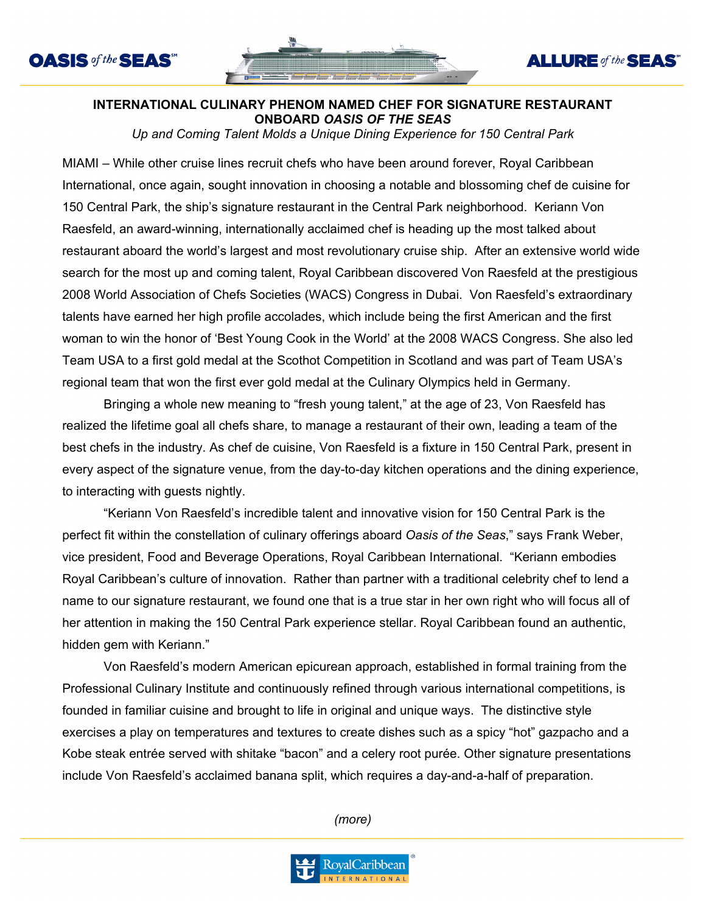# INTERNATIONAL CULINARY PHENOM NAMED CHEF FOR SIGNATURE RESTAURANT ONBOARD *OASIS OF THE SEAS*

*Up and Coming Talent Molds a Unique Dining Experience for 150 Central Park*

MIAMI – While other cruise lines recruit chefs who have been around forever, Royal Caribbean International, once again, sought innovation in choosing a notable and blossoming chef de cuisine for 150 Central Park, the ship's signature restaurant in the Central Park neighborhood. Keriann Von Raesfeld, an award-winning, internationally acclaimed chef is heading up the most talked about restaurant aboard the world's largest and most revolutionary cruise ship. After an extensive world wide search for the most up and coming talent, Royal Caribbean discovered Von Raesfeld at the prestigious 2008 World Association of Chefs Societies (WACS) Congress in Dubai. Von Raesfeld's extraordinary talents have earned her high profile accolades, which include being the first American and the first woman to win the honor of 'Best Young Cook in the World' at the 2008 WACS Congress. She also led Team USA to a first gold medal at the Scothot Competition in Scotland and was part of Team USA's regional team that won the first ever gold medal at the Culinary Olympics held in Germany.

Bringing a whole new meaning to "fresh young talent," at the age of 23, Von Raesfeld has realized the lifetime goal all chefs share, to manage a restaurant of their own, leading a team of the best chefs in the industry. As chef de cuisine, Von Raesfeld is a fixture in 150 Central Park, present in every aspect of the signature venue, from the day-to-day kitchen operations and the dining experience, to interacting with guests nightly.

"Keriann Von Raesfeld's incredible talent and innovative vision for 150 Central Park is the perfect fit within the constellation of culinary offerings aboard *Oasis of the Seas*," says Frank Weber, vice president, Food and Beverage Operations, Royal Caribbean International. "Keriann embodies Royal Caribbean's culture of innovation. Rather than partner with a traditional celebrity chef to lend a name to our signature restaurant, we found one that is a true star in her own right who will focus all of her attention in making the 150 Central Park experience stellar. Royal Caribbean found an authentic, hidden gem with Keriann."

Von Raesfeld's modern American epicurean approach, established in formal training from the Professional Culinary Institute and continuously refined through various international competitions, is founded in familiar cuisine and brought to life in original and unique ways. The distinctive style exercises a play on temperatures and textures to create dishes such as a spicy "hot" gazpacho and a Kobe steak entrée served with shitake "bacon" and a celery root purée. Other signature presentations include Von Raesfeld's acclaimed banana split, which requires a day-and-a-half of preparation.

*(more)*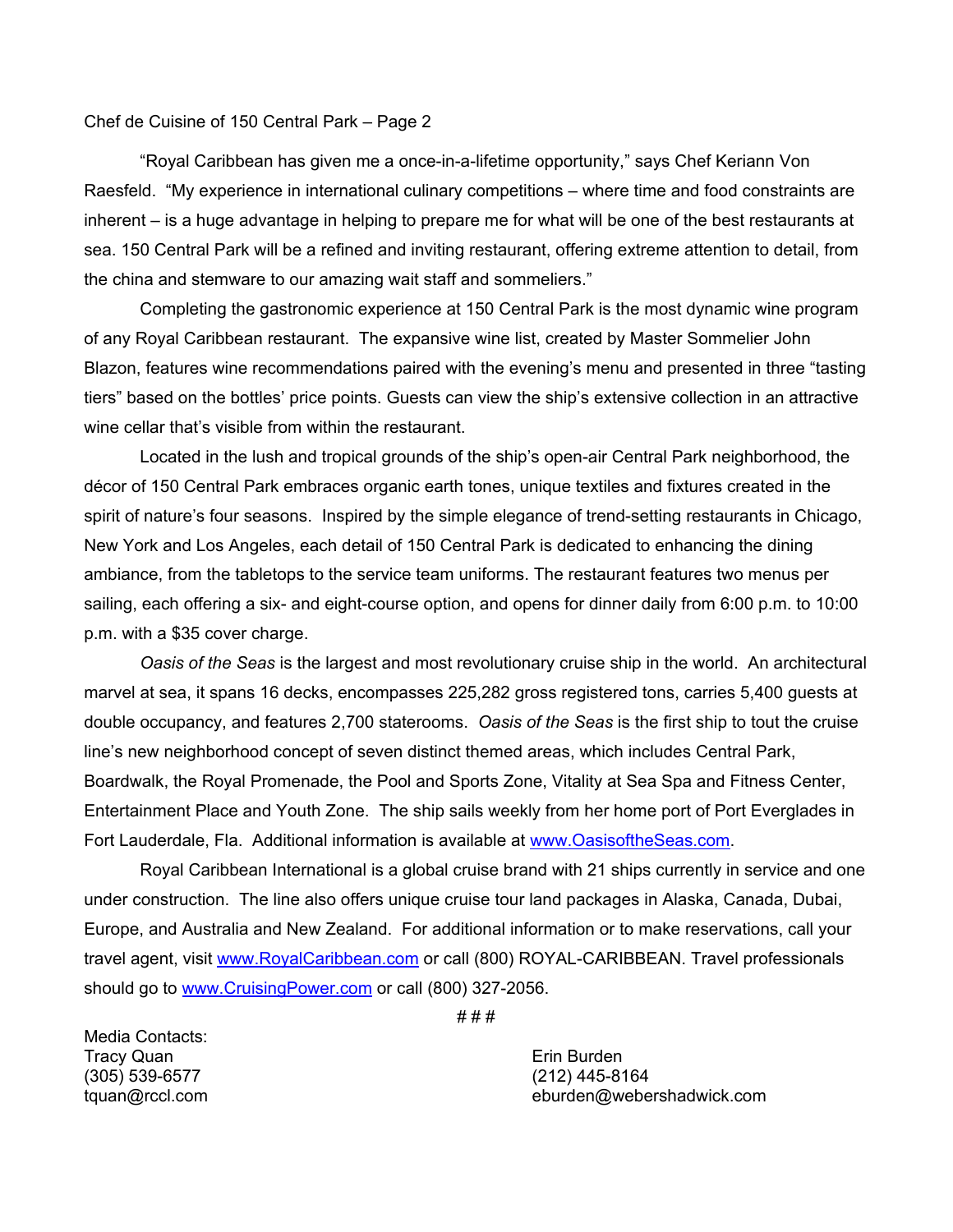"Royal Caribbean has given me a once-in-a-lifetime opportunity," says Chef Keriann Von Raesfeld. "My experience in international culinary competitions – where time and food constraints are inherent – is a huge advantage in helping to prepare me for what will be one of the best restaurants at sea. 150 Central Park will be a refined and inviting restaurant, offering extreme attention to detail, from the china and stemware to our amazing wait staff and sommeliers."

Completing the gastronomic experience at 150 Central Park is the most dynamic wine program of any Royal Caribbean restaurant. The expansive wine list, created by Master Sommelier John Blazon, features wine recommendations paired with the evening's menu and presented in three "tasting tiers" based on the bottles' price points. Guests can view the ship's extensive collection in an attractive wine cellar that's visible from within the restaurant.

Located in the lush and tropical grounds of the ship's open-air Central Park neighborhood, the décor of 150 Central Park embraces organic earth tones, unique textiles and fixtures created in the spirit of nature's four seasons. Inspired by the simple elegance of trend-setting restaurants in Chicago, New York and Los Angeles, each detail of 150 Central Park is dedicated to enhancing the dining ambiance, from the tabletops to the service team uniforms. The restaurant features two menus per sailing, each offering a six- and eight-course option, and opens for dinner daily from 6:00 p.m. to 10:00 p.m. with a $35 cover charge.

*Oasis of the Seas* is the largest and most revolutionary cruise ship in the world. An architectural marvel at sea, it spans 16 decks, encompasses 225,282 gross registered tons, carries 5,400 guests at double occupancy, and features 2,700 staterooms. *Oasis of the Seas* is the first ship to tout the cruise line's new neighborhood concept of seven distinct themed areas, which includes Central Park, Boardwalk, the Royal Promenade, the Pool and Sports Zone, Vitality at Sea Spa and Fitness Center, Entertainment Place and Youth Zone. The ship sails weekly from her home port of Port Everglades in Fort Lauderdale, Fla. Additional information is available at www.OasisoftheSeas.com.

Royal Caribbean International is a global cruise brand with 21 ships currently in service and one under construction. The line also offers unique cruise tour land packages in Alaska, Canada, Dubai, Europe, and Australia and New Zealand. For additional information or to make reservations, call your travel agent, visit www.RoyalCaribbean.com or call (800) ROYAL-CARIBBEAN. Travel professionals should go to www.CruisingPower.com or call (800) 327-2056.

# # #

Media Contacts:

Tracy Quan
(305) 539-6577
tquan@rccl.com

Erin Burden
(212) 445-8164
eburden@webershadwick.com